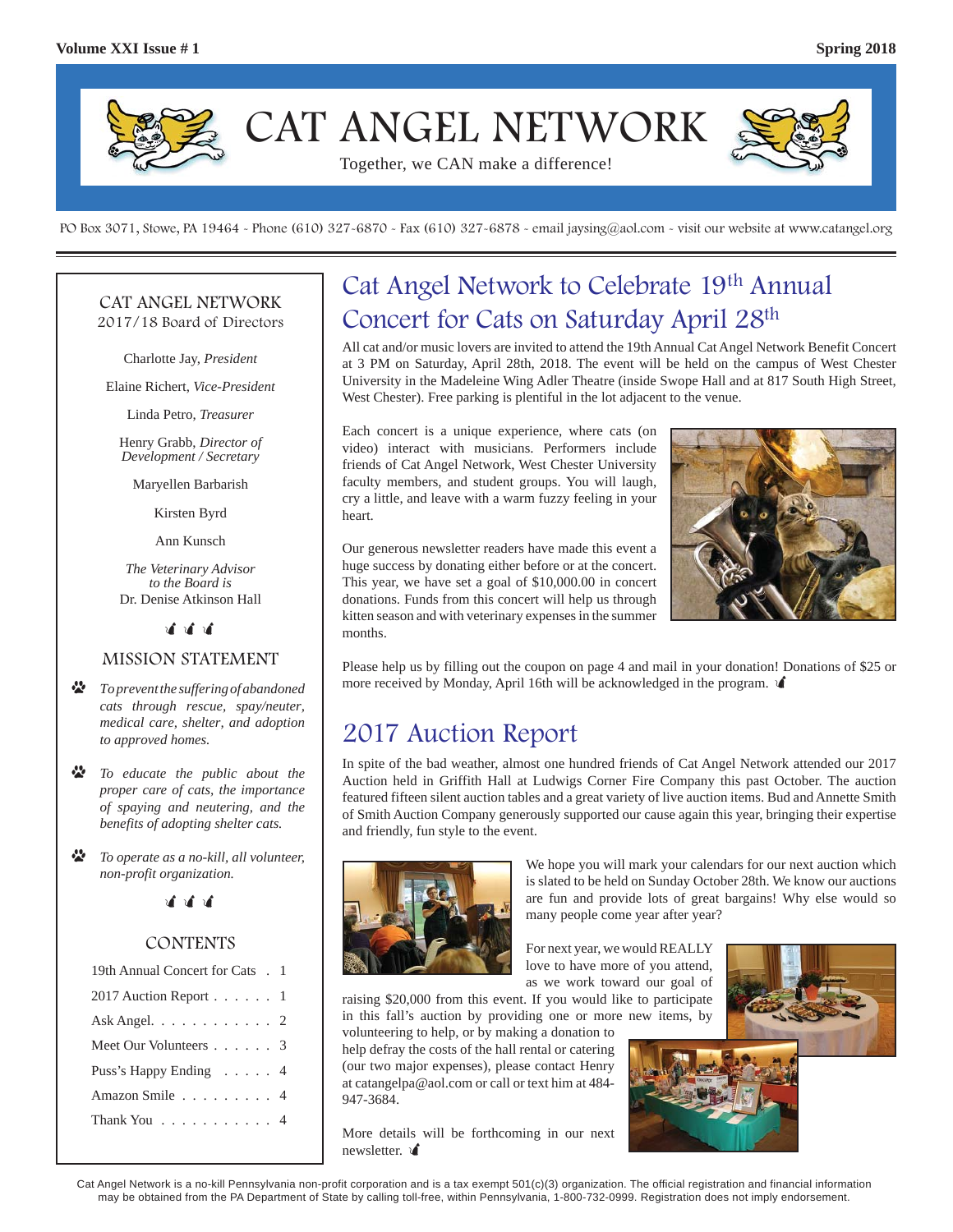# CAT ANGEL NETWORK

Together, we CAN make a difference!

PO Box 3071, Stowe, PA 19464 - Phone (610) 327-6870 - Fax (610) 327-6878 - email jaysing@aol.com - visit our website at www.catangel.org

## CAT ANGEL NETWORK
2017/18 Board of Directors

Charlotte Jay, *President*

Elaine Richert, *Vice-President*

Linda Petro, *Treasurer*

Henry Grabb, *Director of Development / Secretary*

Maryellen Barbarish

Kirsten Byrd

Ann Kunsch

*The Veterinary Advisor to the Board is* Dr. Denise Atkinson Hall

## MISSION STATEMENT

- *To prevent the suffering of abandoned cats through rescue, spay/neuter, medical care, shelter, and adoption to approved homes.*
- *To educate the public about the proper care of cats, the importance of spaying and neutering, and the benefits of adopting shelter cats.*
- *To operate as a no-kill, all volunteer, non-profit organization.*

## CONTENTS

| | |
|---|---|
| 19th Annual Concert for Cats | 1 |
| 2017 Auction Report | 1 |
| Ask Angel | 2 |
| Meet Our Volunteers | 3 |
| Puss's Happy Ending | 4 |
| Amazon Smile | 4 |
| Thank You | 4 |

## Cat Angel Network to Celebrate 19th Annual Concert for Cats on Saturday April 28th

All cat and/or music lovers are invited to attend the 19th Annual Cat Angel Network Benefit Concert at 3 PM on Saturday, April 28th, 2018. The event will be held on the campus of West Chester University in the Madeleine Wing Adler Theatre (inside Swope Hall and at 817 South High Street, West Chester). Free parking is plentiful in the lot adjacent to the venue.

Each concert is a unique experience, where cats (on video) interact with musicians. Performers include friends of Cat Angel Network, West Chester University faculty members, and student groups. You will laugh, cry a little, and leave with a warm fuzzy feeling in your heart.

Our generous newsletter readers have made this event a huge success by donating either before or at the concert. This year, we have set a goal of $10,000.00 in concert donations. Funds from this concert will help us through kitten season and with veterinary expenses in the summer months.

Please help us by filling out the coupon on page 4 and mail in your donation! Donations of $25 or more received by Monday, April 16th will be acknowledged in the program.

## 2017 Auction Report

In spite of the bad weather, almost one hundred friends of Cat Angel Network attended our 2017 Auction held in Griffith Hall at Ludwigs Corner Fire Company this past October. The auction featured fifteen silent auction tables and a great variety of live auction items. Bud and Annette Smith of Smith Auction Company generously supported our cause again this year, bringing their expertise and friendly, fun style to the event.

We hope you will mark your calendars for our next auction which is slated to be held on Sunday October 28th. We know our auctions are fun and provide lots of great bargains! Why else would so many people come year after year?

For next year, we would REALLY love to have more of you attend, as we work toward our goal of raising $20,000 from this event. If you would like to participate in this fall's auction by providing one or more new items, by volunteering to help, or by making a donation to help defray the costs of the hall rental or catering (our two major expenses), please contact Henry at catangelpa@aol.com or call or text him at 484-947-3684.

More details will be forthcoming in our next newsletter.

Cat Angel Network is a no-kill Pennsylvania non-profit corporation and is a tax exempt 501(c)(3) organization. The official registration and financial information may be obtained from the PA Department of State by calling toll-free, within Pennsylvania, 1-800-732-0999. Registration does not imply endorsement.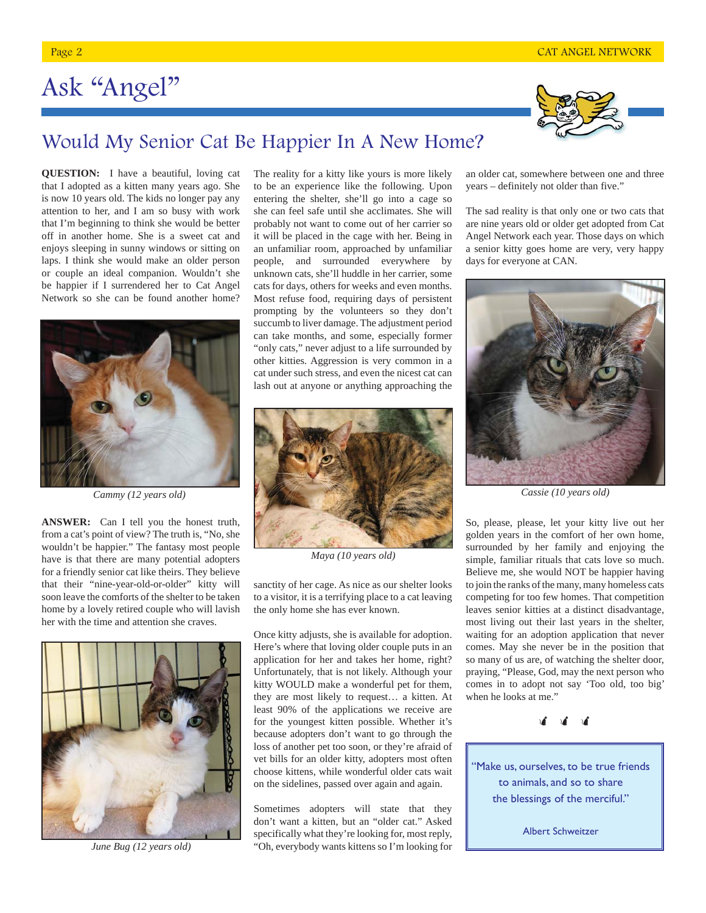# Ask "Angel"

## Would My Senior Cat Be Happier In A New Home?

**QUESTION:** I have a beautiful, loving cat that I adopted as a kitten many years ago. She is now 10 years old. The kids no longer pay any attention to her, and I am so busy with work that I'm beginning to think she would be better off in another home. She is a sweet cat and enjoys sleeping in sunny windows or sitting on laps. I think she would make an older person or couple an ideal companion. Wouldn't she be happier if I surrendered her to Cat Angel Network so she can be found another home?

*Cammy (12 years old)*

**ANSWER:** Can I tell you the honest truth, from a cat's point of view? The truth is, "No, she wouldn't be happier." The fantasy most people have is that there are many potential adopters for a friendly senior cat like theirs. They believe that their "nine-year-old-or-older" kitty will soon leave the comforts of the shelter to be taken home by a lovely retired couple who will lavish her with the time and attention she craves.

*June Bug (12 years old)*

The reality for a kitty like yours is more likely to be an experience like the following. Upon entering the shelter, she'll go into a cage so she can feel safe until she acclimates. She will probably not want to come out of her carrier so it will be placed in the cage with her. Being in an unfamiliar room, approached by unfamiliar people, and surrounded everywhere by unknown cats, she'll huddle in her carrier, some cats for days, others for weeks and even months. Most refuse food, requiring days of persistent prompting by the volunteers so they don't succumb to liver damage. The adjustment period can take months, and some, especially former "only cats," never adjust to a life surrounded by other kitties. Aggression is very common in a cat under such stress, and even the nicest cat can lash out at anyone or anything approaching the sanctity of her cage. As nice as our shelter looks to a visitor, it is a terrifying place to a cat leaving the only home she has ever known.

*Maya (10 years old)*

Once kitty adjusts, she is available for adoption. Here's where that loving older couple puts in an application for her and takes her home, right? Unfortunately, that is not likely. Although your kitty WOULD make a wonderful pet for them, they are most likely to request… a kitten. At least 90% of the applications we receive are for the youngest kitten possible. Whether it's because adopters don't want to go through the loss of another pet too soon, or they're afraid of vet bills for an older kitty, adopters most often choose kittens, while wonderful older cats wait on the sidelines, passed over again and again.

Sometimes adopters will state that they don't want a kitten, but an "older cat." Asked specifically what they're looking for, most reply, "Oh, everybody wants kittens so I'm looking for an older cat, somewhere between one and three years – definitely not older than five."

The sad reality is that only one or two cats that are nine years old or older get adopted from Cat Angel Network each year. Those days on which a senior kitty goes home are very, very happy days for everyone at CAN.

*Cassie (10 years old)*

So, please, please, let your kitty live out her golden years in the comfort of her own home, surrounded by her family and enjoying the simple, familiar rituals that cats love so much. Believe me, she would NOT be happier having to join the ranks of the many, many homeless cats competing for too few homes. That competition leaves senior kitties at a distinct disadvantage, most living out their last years in the shelter, waiting for an adoption application that never comes. May she never be in the position that so many of us are, of watching the shelter door, praying, "Please, God, may the next person who comes in to adopt not say 'Too old, too big' when he looks at me."

> "Make us, ourselves, to be true friends to animals, and so to share the blessings of the merciful."
>
> Albert Schweitzer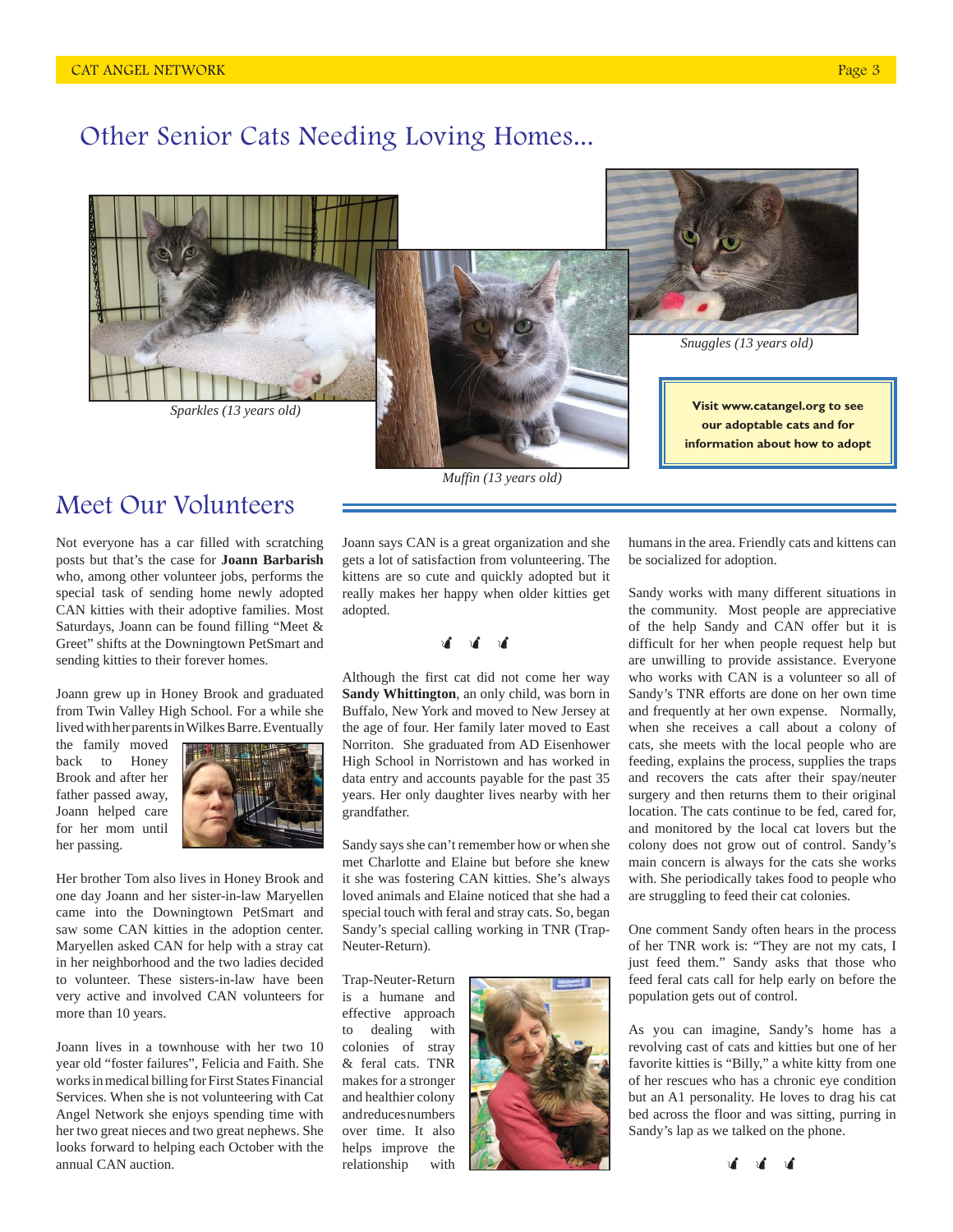## Other Senior Cats Needing Loving Homes...

*Sparkles (13 years old)*

*Muffin (13 years old)*

*Snuggles (13 years old)*

**Visit www.catangel.org to see our adoptable cats and for information about how to adopt**

## Meet Our Volunteers

Not everyone has a car filled with scratching posts but that's the case for **Joann Barbarish** who, among other volunteer jobs, performs the special task of sending home newly adopted CAN kitties with their adoptive families. Most Saturdays, Joann can be found filling "Meet & Greet" shifts at the Downingtown PetSmart and sending kitties to their forever homes.

Joann grew up in Honey Brook and graduated from Twin Valley High School. For a while she lived with her parents in Wilkes Barre. Eventually the family moved back to Honey Brook and after her father passed away, Joann helped care for her mom until her passing.

Her brother Tom also lives in Honey Brook and one day Joann and her sister-in-law Maryellen came into the Downingtown PetSmart and saw some CAN kitties in the adoption center. Maryellen asked CAN for help with a stray cat in her neighborhood and the two ladies decided to volunteer. These sisters-in-law have been very active and involved CAN volunteers for more than 10 years.

Joann lives in a townhouse with her two 10 year old "foster failures", Felicia and Faith. She works in medical billing for First States Financial Services. When she is not volunteering with Cat Angel Network she enjoys spending time with her two great nieces and two great nephews. She looks forward to helping each October with the annual CAN auction.

Joann says CAN is a great organization and she gets a lot of satisfaction from volunteering. The kittens are so cute and quickly adopted but it really makes her happy when older kitties get adopted.

Although the first cat did not come her way **Sandy Whittington**, an only child, was born in Buffalo, New York and moved to New Jersey at the age of four. Her family later moved to East Norriton. She graduated from AD Eisenhower High School in Norristown and has worked in data entry and accounts payable for the past 35 years. Her only daughter lives nearby with her grandfather.

Sandy says she can't remember how or when she met Charlotte and Elaine but before she knew it she was fostering CAN kitties. She's always loved animals and Elaine noticed that she had a special touch with feral and stray cats. So, began Sandy's special calling working in TNR (Trap-Neuter-Return).

Trap-Neuter-Return is a humane and effective approach to dealing with colonies of stray & feral cats. TNR makes for a stronger and healthier colony and reduces numbers over time. It also helps improve the relationship with humans in the area. Friendly cats and kittens can be socialized for adoption.

Sandy works with many different situations in the community. Most people are appreciative of the help Sandy and CAN offer but it is difficult for her when people request help but are unwilling to provide assistance. Everyone who works with CAN is a volunteer so all of Sandy's TNR efforts are done on her own time and frequently at her own expense. Normally, when she receives a call about a colony of cats, she meets with the local people who are feeding, explains the process, supplies the traps and recovers the cats after their spay/neuter surgery and then returns them to their original location. The cats continue to be fed, cared for, and monitored by the local cat lovers but the colony does not grow out of control. Sandy's main concern is always for the cats she works with. She periodically takes food to people who are struggling to feed their cat colonies.

One comment Sandy often hears in the process of her TNR work is: "They are not my cats, I just feed them." Sandy asks that those who feed feral cats call for help early on before the population gets out of control.

As you can imagine, Sandy's home has a revolving cast of cats and kitties but one of her favorite kitties is "Billy," a white kitty from one of her rescues who has a chronic eye condition but an A1 personality. He loves to drag his cat bed across the floor and was sitting, purring in Sandy's lap as we talked on the phone.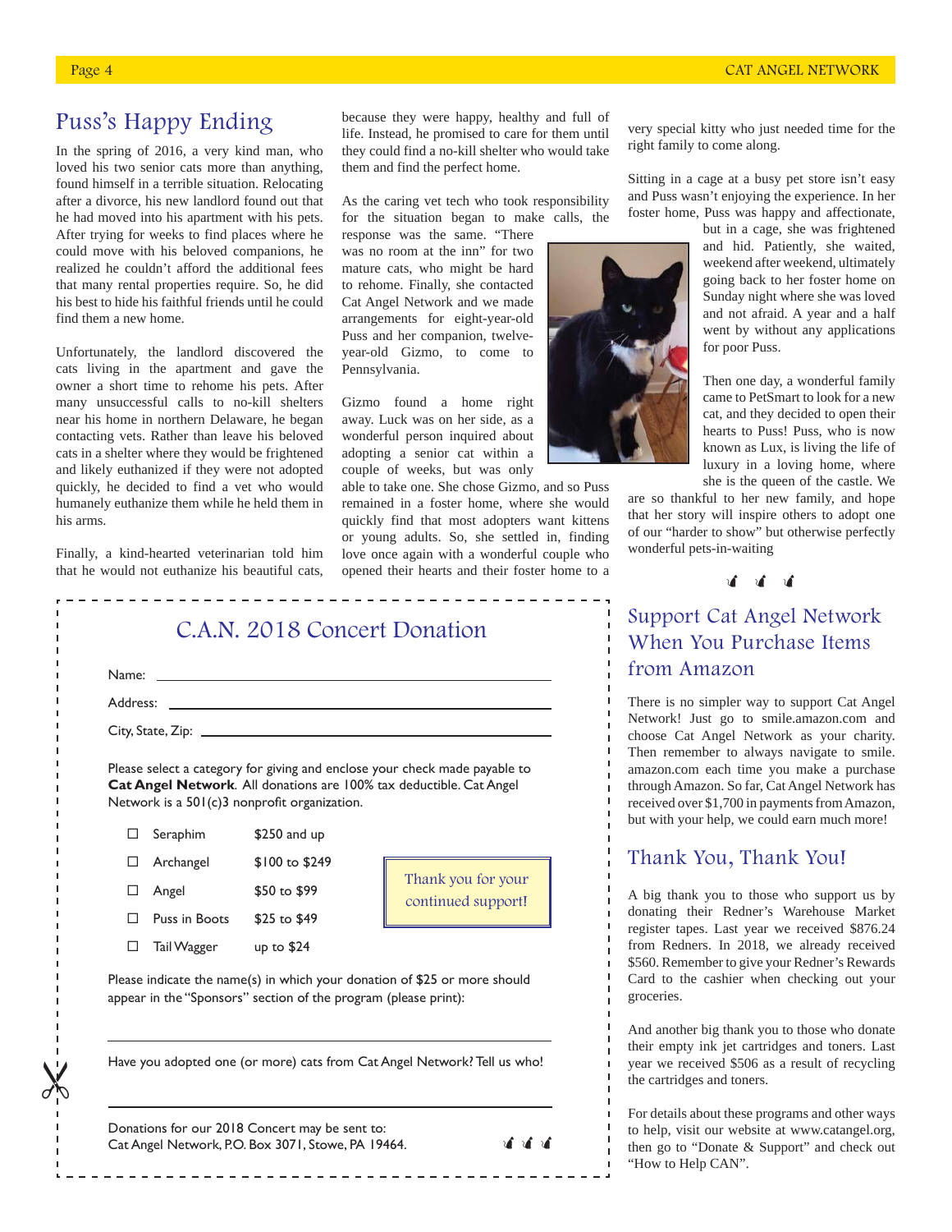## Puss's Happy Ending

In the spring of 2016, a very kind man, who loved his two senior cats more than anything, found himself in a terrible situation. Relocating after a divorce, his new landlord found out that he had moved into his apartment with his pets. After trying for weeks to find places where he could move with his beloved companions, he realized he couldn't afford the additional fees that many rental properties require. So, he did his best to hide his faithful friends until he could find them a new home.

Unfortunately, the landlord discovered the cats living in the apartment and gave the owner a short time to rehome his pets. After many unsuccessful calls to no-kill shelters near his home in northern Delaware, he began contacting vets. Rather than leave his beloved cats in a shelter where they would be frightened and likely euthanized if they were not adopted quickly, he decided to find a vet who would humanely euthanize them while he held them in his arms.

Finally, a kind-hearted veterinarian told him that he would not euthanize his beautiful cats, because they were happy, healthy and full of life. Instead, he promised to care for them until they could find a no-kill shelter who would take them and find the perfect home.

As the caring vet tech who took responsibility for the situation began to make calls, the response was the same. "There was no room at the inn" for two mature cats, who might be hard to rehome. Finally, she contacted Cat Angel Network and we made arrangements for eight-year-old Puss and her companion, twelve-year-old Gizmo, to come to Pennsylvania.

Gizmo found a home right away. Luck was on her side, as a wonderful person inquired about adopting a senior cat within a couple of weeks, but was only able to take one. She chose Gizmo, and so Puss remained in a foster home, where she would quickly find that most adopters want kittens or young adults. So, she settled in, finding love once again with a wonderful couple who opened their hearts and their foster home to a very special kitty who just needed time for the right family to come along.

Sitting in a cage at a busy pet store isn't easy and Puss wasn't enjoying the experience. In her foster home, Puss was happy and affectionate, but in a cage, she was frightened and hid. Patiently, she waited, weekend after weekend, ultimately going back to her foster home on Sunday night where she was loved and not afraid. A year and a half went by without any applications for poor Puss.

Then one day, a wonderful family came to PetSmart to look for a new cat, and they decided to open their hearts to Puss! Puss, who is now known as Lux, is living the life of luxury in a loving home, where she is the queen of the castle. We are so thankful to her new family, and hope that her story will inspire others to adopt one of our "harder to show" but otherwise perfectly wonderful pets-in-waiting

## C.A.N. 2018 Concert Donation

Name: ______________________

Address: ______________________

City, State, Zip: ______________________

Please select a category for giving and enclose your check made payable to **Cat Angel Network**. All donations are 100% tax deductible. Cat Angel Network is a 501(c)3 nonprofit organization.

- ☐ Seraphim — $250 and up
- ☐ Archangel — $100 to $249
- ☐ Angel — $50 to $99
- ☐ Puss in Boots — $25 to $49
- ☐ Tail Wagger — up to $24

Thank you for your continued support!

Please indicate the name(s) in which your donation of $25 or more should appear in the "Sponsors" section of the program (please print):

______________________

Have you adopted one (or more) cats from Cat Angel Network? Tell us who!

______________________

Donations for our 2018 Concert may be sent to:
Cat Angel Network, P.O. Box 3071, Stowe, PA 19464.

## Support Cat Angel Network When You Purchase Items from Amazon

There is no simpler way to support Cat Angel Network! Just go to smile.amazon.com and choose Cat Angel Network as your charity. Then remember to always navigate to smile.amazon.com each time you make a purchase through Amazon. So far, Cat Angel Network has received over $1,700 in payments from Amazon, but with your help, we could earn much more!

## Thank You, Thank You!

A big thank you to those who support us by donating their Redner's Warehouse Market register tapes. Last year we received $876.24 from Redners. In 2018, we already received $560. Remember to give your Redner's Rewards Card to the cashier when checking out your groceries.

And another big thank you to those who donate their empty ink jet cartridges and toners. Last year we received $506 as a result of recycling the cartridges and toners.

For details about these programs and other ways to help, visit our website at www.catangel.org, then go to "Donate & Support" and check out "How to Help CAN".